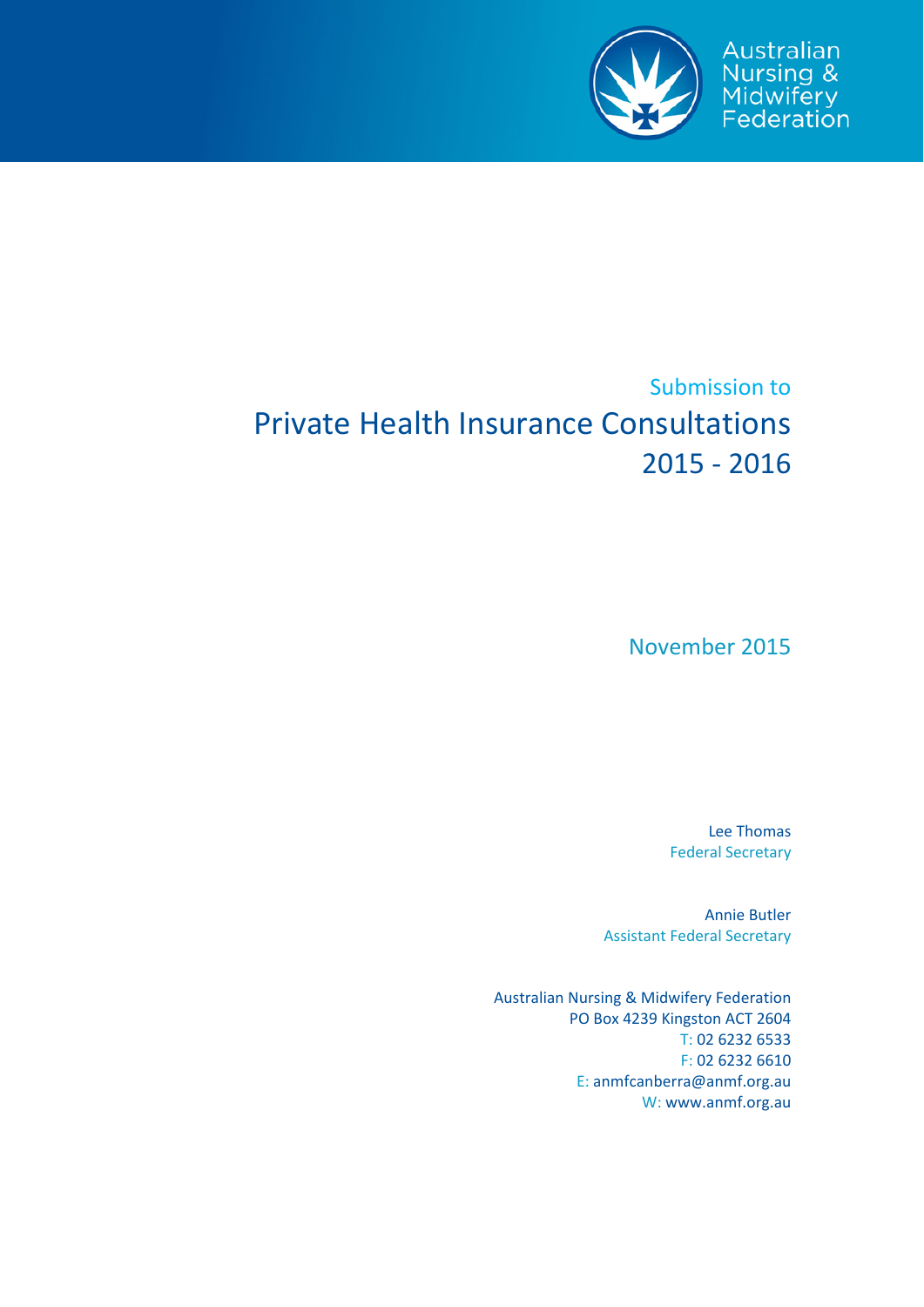Australian Nursing & Midwifery Federation

Submission to

# Private Health Insurance Consultations 2015 - 2016

November 2015

Lee Thomas
Federal Secretary

Annie Butler
Assistant Federal Secretary

Australian Nursing & Midwifery Federation
PO Box 4239 Kingston ACT 2604
T: 02 6232 6533
F: 02 6232 6610
E: anmfcanberra@anmf.org.au
W: www.anmf.org.au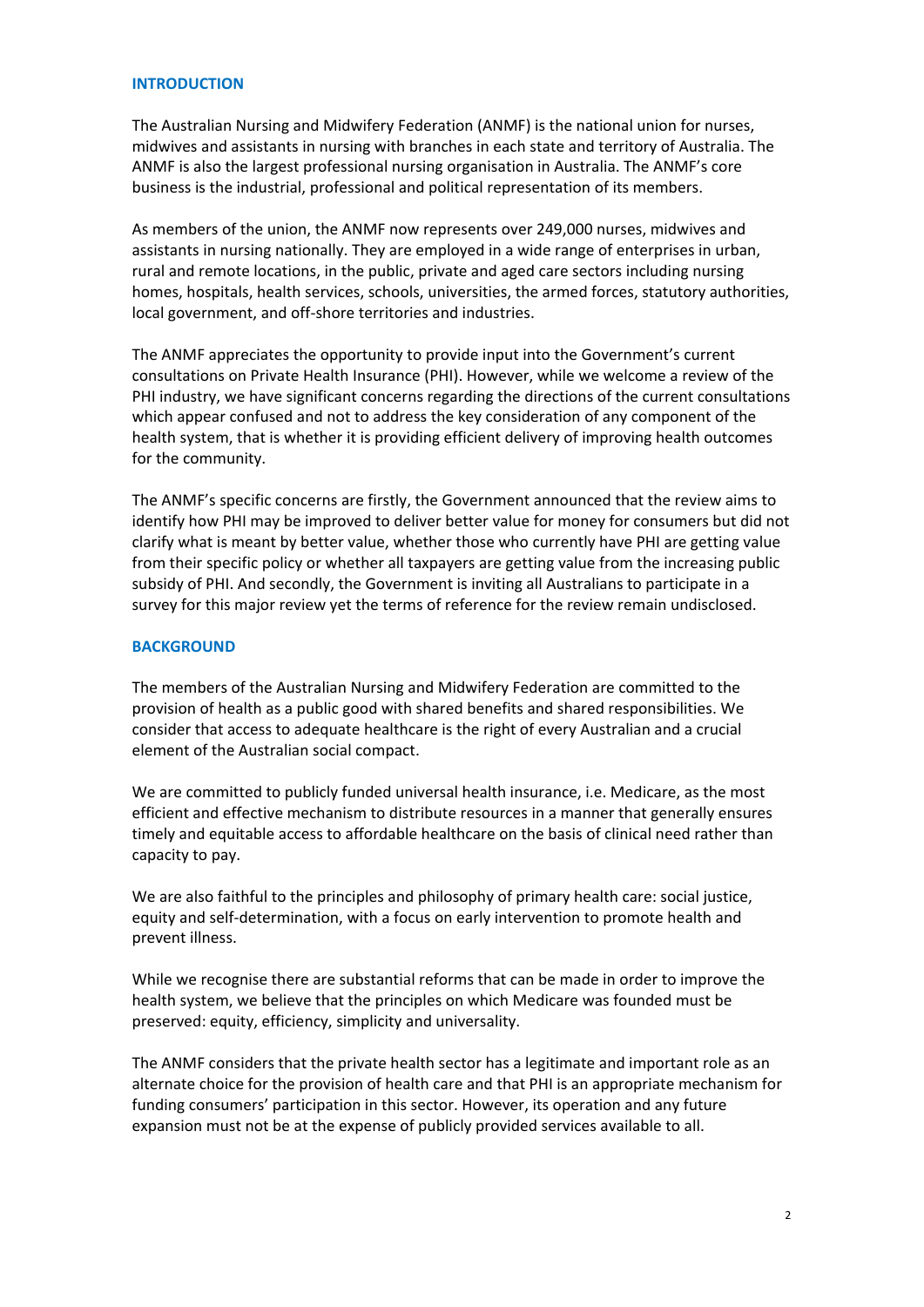## INTRODUCTION

The Australian Nursing and Midwifery Federation (ANMF) is the national union for nurses, midwives and assistants in nursing with branches in each state and territory of Australia. The ANMF is also the largest professional nursing organisation in Australia. The ANMF's core business is the industrial, professional and political representation of its members.

As members of the union, the ANMF now represents over 249,000 nurses, midwives and assistants in nursing nationally. They are employed in a wide range of enterprises in urban, rural and remote locations, in the public, private and aged care sectors including nursing homes, hospitals, health services, schools, universities, the armed forces, statutory authorities, local government, and off-shore territories and industries.

The ANMF appreciates the opportunity to provide input into the Government's current consultations on Private Health Insurance (PHI). However, while we welcome a review of the PHI industry, we have significant concerns regarding the directions of the current consultations which appear confused and not to address the key consideration of any component of the health system, that is whether it is providing efficient delivery of improving health outcomes for the community.

The ANMF's specific concerns are firstly, the Government announced that the review aims to identify how PHI may be improved to deliver better value for money for consumers but did not clarify what is meant by better value, whether those who currently have PHI are getting value from their specific policy or whether all taxpayers are getting value from the increasing public subsidy of PHI. And secondly, the Government is inviting all Australians to participate in a survey for this major review yet the terms of reference for the review remain undisclosed.

## BACKGROUND

The members of the Australian Nursing and Midwifery Federation are committed to the provision of health as a public good with shared benefits and shared responsibilities. We consider that access to adequate healthcare is the right of every Australian and a crucial element of the Australian social compact.

We are committed to publicly funded universal health insurance, i.e. Medicare, as the most efficient and effective mechanism to distribute resources in a manner that generally ensures timely and equitable access to affordable healthcare on the basis of clinical need rather than capacity to pay.

We are also faithful to the principles and philosophy of primary health care: social justice, equity and self-determination, with a focus on early intervention to promote health and prevent illness.

While we recognise there are substantial reforms that can be made in order to improve the health system, we believe that the principles on which Medicare was founded must be preserved: equity, efficiency, simplicity and universality.

The ANMF considers that the private health sector has a legitimate and important role as an alternate choice for the provision of health care and that PHI is an appropriate mechanism for funding consumers' participation in this sector. However, its operation and any future expansion must not be at the expense of publicly provided services available to all.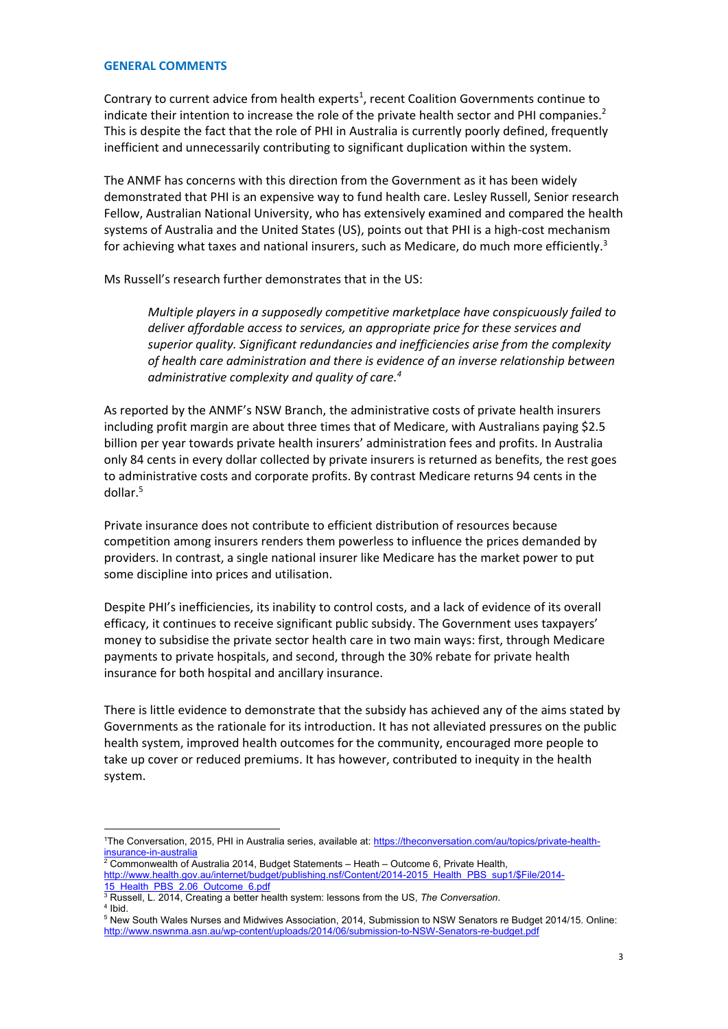## GENERAL COMMENTS

Contrary to current advice from health experts[1], recent Coalition Governments continue to indicate their intention to increase the role of the private health sector and PHI companies.[2] This is despite the fact that the role of PHI in Australia is currently poorly defined, frequently inefficient and unnecessarily contributing to significant duplication within the system.

The ANMF has concerns with this direction from the Government as it has been widely demonstrated that PHI is an expensive way to fund health care. Lesley Russell, Senior research Fellow, Australian National University, who has extensively examined and compared the health systems of Australia and the United States (US), points out that PHI is a high-cost mechanism for achieving what taxes and national insurers, such as Medicare, do much more efficiently.[3]

Ms Russell's research further demonstrates that in the US:

> *Multiple players in a supposedly competitive marketplace have conspicuously failed to deliver affordable access to services, an appropriate price for these services and superior quality. Significant redundancies and inefficiencies arise from the complexity of health care administration and there is evidence of an inverse relationship between administrative complexity and quality of care.*[4]

As reported by the ANMF's NSW Branch, the administrative costs of private health insurers including profit margin are about three times that of Medicare, with Australians paying $2.5 billion per year towards private health insurers' administration fees and profits. In Australia only 84 cents in every dollar collected by private insurers is returned as benefits, the rest goes to administrative costs and corporate profits. By contrast Medicare returns 94 cents in the dollar.[5]

Private insurance does not contribute to efficient distribution of resources because competition among insurers renders them powerless to influence the prices demanded by providers. In contrast, a single national insurer like Medicare has the market power to put some discipline into prices and utilisation.

Despite PHI's inefficiencies, its inability to control costs, and a lack of evidence of its overall efficacy, it continues to receive significant public subsidy. The Government uses taxpayers' money to subsidise the private sector health care in two main ways: first, through Medicare payments to private hospitals, and second, through the 30% rebate for private health insurance for both hospital and ancillary insurance.

There is little evidence to demonstrate that the subsidy has achieved any of the aims stated by Governments as the rationale for its introduction. It has not alleviated pressures on the public health system, improved health outcomes for the community, encouraged more people to take up cover or reduced premiums. It has however, contributed to inequity in the health system.

---

[1] The Conversation, 2015, PHI in Australia series, available at: https://theconversation.com/au/topics/private-health-insurance-in-australia

[2] Commonwealth of Australia 2014, Budget Statements – Heath – Outcome 6, Private Health, http://www.health.gov.au/internet/budget/publishing.nsf/Content/2014-2015_Health_PBS_sup1/$File/2014-15_Health_PBS_2.06_Outcome_6.pdf

[3] Russell, L. 2014, Creating a better health system: lessons from the US, *The Conversation*.

[4] Ibid.

[5] New South Wales Nurses and Midwives Association, 2014, Submission to NSW Senators re Budget 2014/15. Online: http://www.nswnma.asn.au/wp-content/uploads/2014/06/submission-to-NSW-Senators-re-budget.pdf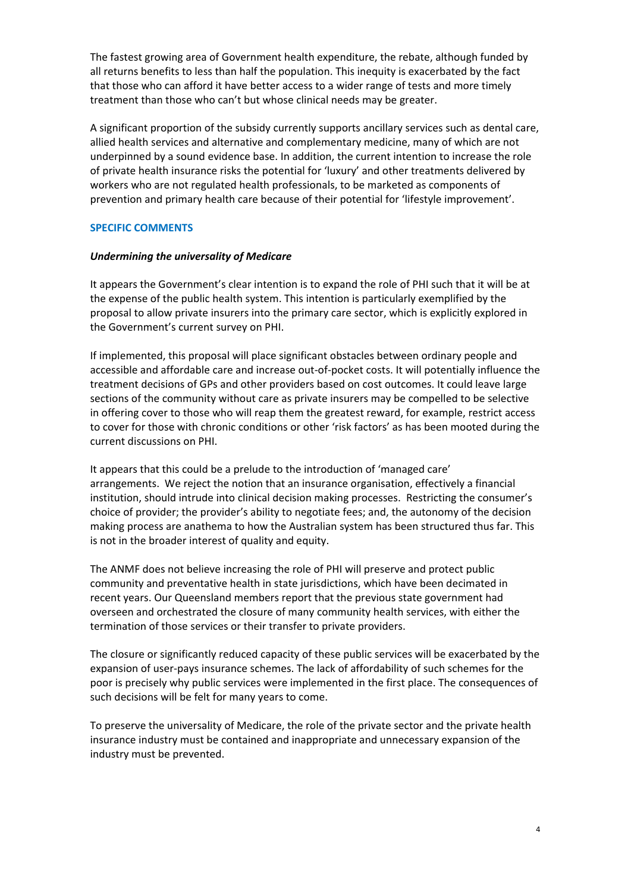The fastest growing area of Government health expenditure, the rebate, although funded by all returns benefits to less than half the population. This inequity is exacerbated by the fact that those who can afford it have better access to a wider range of tests and more timely treatment than those who can't but whose clinical needs may be greater.

A significant proportion of the subsidy currently supports ancillary services such as dental care, allied health services and alternative and complementary medicine, many of which are not underpinned by a sound evidence base. In addition, the current intention to increase the role of private health insurance risks the potential for 'luxury' and other treatments delivered by workers who are not regulated health professionals, to be marketed as components of prevention and primary health care because of their potential for 'lifestyle improvement'.

## SPECIFIC COMMENTS

### *Undermining the universality of Medicare*

It appears the Government's clear intention is to expand the role of PHI such that it will be at the expense of the public health system. This intention is particularly exemplified by the proposal to allow private insurers into the primary care sector, which is explicitly explored in the Government's current survey on PHI.

If implemented, this proposal will place significant obstacles between ordinary people and accessible and affordable care and increase out-of-pocket costs. It will potentially influence the treatment decisions of GPs and other providers based on cost outcomes. It could leave large sections of the community without care as private insurers may be compelled to be selective in offering cover to those who will reap them the greatest reward, for example, restrict access to cover for those with chronic conditions or other 'risk factors' as has been mooted during the current discussions on PHI.

It appears that this could be a prelude to the introduction of 'managed care' arrangements. We reject the notion that an insurance organisation, effectively a financial institution, should intrude into clinical decision making processes. Restricting the consumer's choice of provider; the provider's ability to negotiate fees; and, the autonomy of the decision making process are anathema to how the Australian system has been structured thus far. This is not in the broader interest of quality and equity.

The ANMF does not believe increasing the role of PHI will preserve and protect public community and preventative health in state jurisdictions, which have been decimated in recent years. Our Queensland members report that the previous state government had overseen and orchestrated the closure of many community health services, with either the termination of those services or their transfer to private providers.

The closure or significantly reduced capacity of these public services will be exacerbated by the expansion of user-pays insurance schemes. The lack of affordability of such schemes for the poor is precisely why public services were implemented in the first place. The consequences of such decisions will be felt for many years to come.

To preserve the universality of Medicare, the role of the private sector and the private health insurance industry must be contained and inappropriate and unnecessary expansion of the industry must be prevented.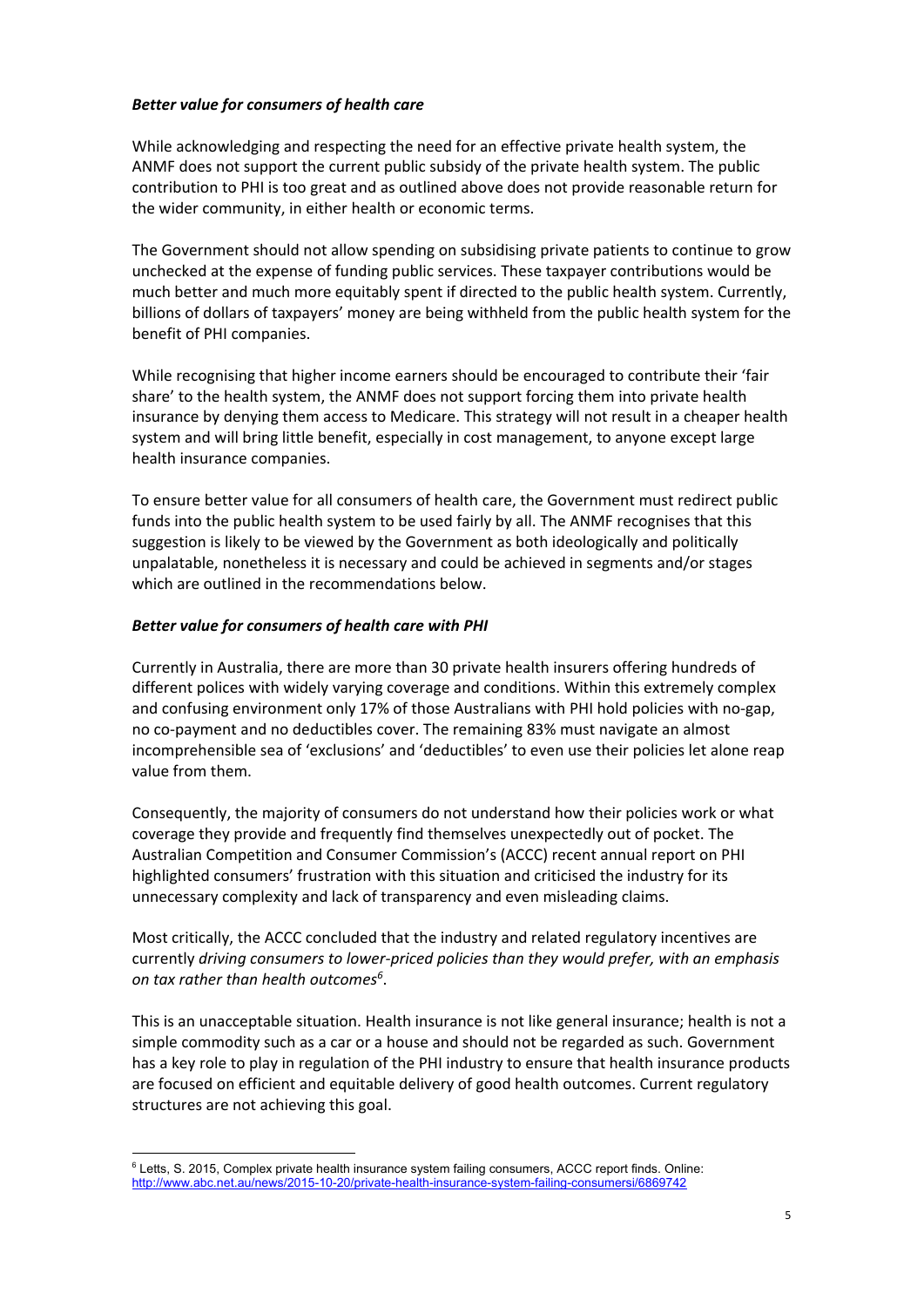***Better value for consumers of health care***

While acknowledging and respecting the need for an effective private health system, the ANMF does not support the current public subsidy of the private health system. The public contribution to PHI is too great and as outlined above does not provide reasonable return for the wider community, in either health or economic terms.

The Government should not allow spending on subsidising private patients to continue to grow unchecked at the expense of funding public services. These taxpayer contributions would be much better and much more equitably spent if directed to the public health system. Currently, billions of dollars of taxpayers' money are being withheld from the public health system for the benefit of PHI companies.

While recognising that higher income earners should be encouraged to contribute their 'fair share' to the health system, the ANMF does not support forcing them into private health insurance by denying them access to Medicare. This strategy will not result in a cheaper health system and will bring little benefit, especially in cost management, to anyone except large health insurance companies.

To ensure better value for all consumers of health care, the Government must redirect public funds into the public health system to be used fairly by all. The ANMF recognises that this suggestion is likely to be viewed by the Government as both ideologically and politically unpalatable, nonetheless it is necessary and could be achieved in segments and/or stages which are outlined in the recommendations below.

***Better value for consumers of health care with PHI***

Currently in Australia, there are more than 30 private health insurers offering hundreds of different polices with widely varying coverage and conditions. Within this extremely complex and confusing environment only 17% of those Australians with PHI hold policies with no-gap, no co-payment and no deductibles cover. The remaining 83% must navigate an almost incomprehensible sea of 'exclusions' and 'deductibles' to even use their policies let alone reap value from them.

Consequently, the majority of consumers do not understand how their policies work or what coverage they provide and frequently find themselves unexpectedly out of pocket. The Australian Competition and Consumer Commission's (ACCC) recent annual report on PHI highlighted consumers' frustration with this situation and criticised the industry for its unnecessary complexity and lack of transparency and even misleading claims.

Most critically, the ACCC concluded that the industry and related regulatory incentives are currently *driving consumers to lower-priced policies than they would prefer, with an emphasis on tax rather than health outcomes*[6].

This is an unacceptable situation. Health insurance is not like general insurance; health is not a simple commodity such as a car or a house and should not be regarded as such. Government has a key role to play in regulation of the PHI industry to ensure that health insurance products are focused on efficient and equitable delivery of good health outcomes. Current regulatory structures are not achieving this goal.

---

[6] Letts, S. 2015, Complex private health insurance system failing consumers, ACCC report finds. Online: http://www.abc.net.au/news/2015-10-20/private-health-insurance-system-failing-consumersi/6869742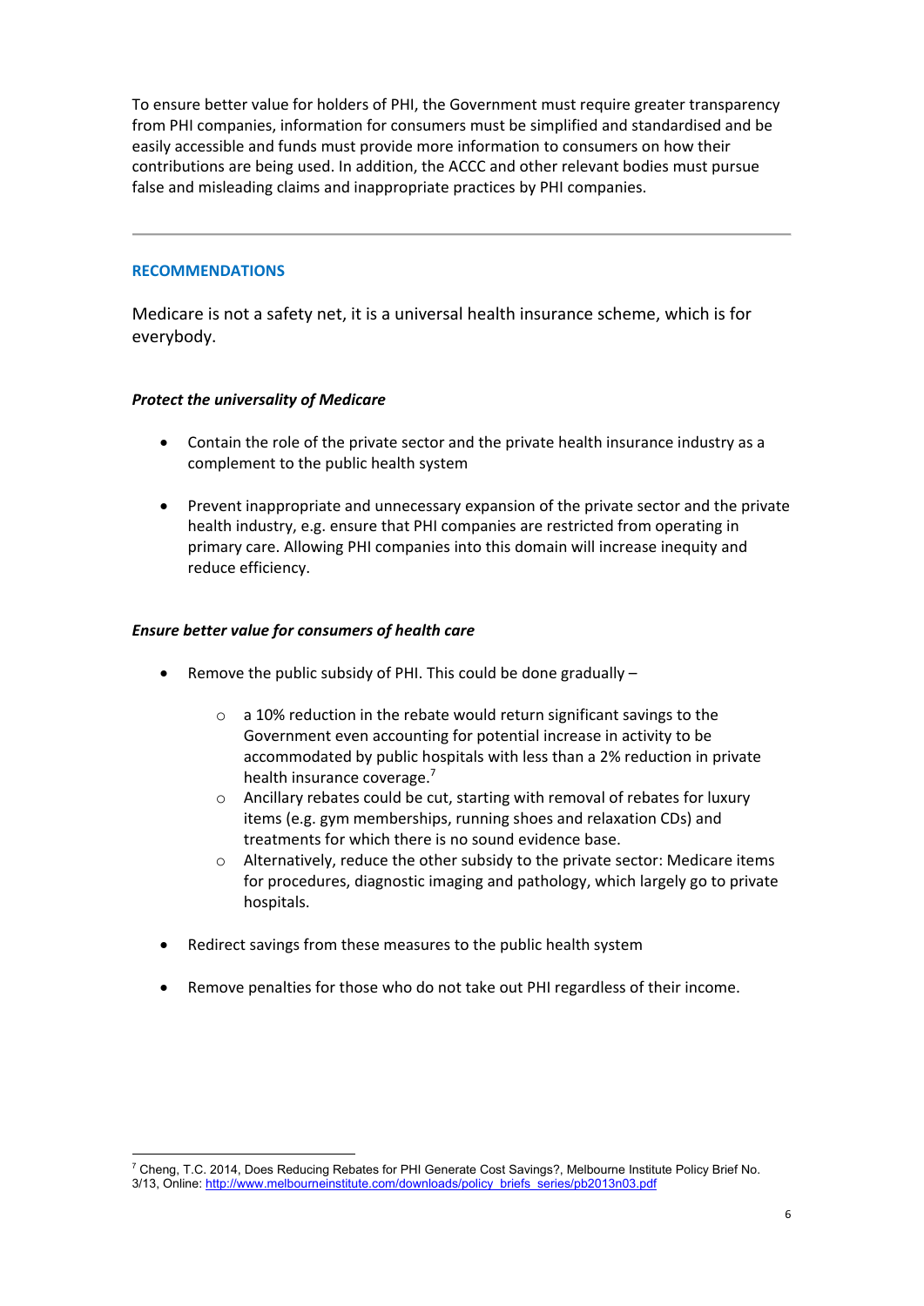To ensure better value for holders of PHI, the Government must require greater transparency from PHI companies, information for consumers must be simplified and standardised and be easily accessible and funds must provide more information to consumers on how their contributions are being used. In addition, the ACCC and other relevant bodies must pursue false and misleading claims and inappropriate practices by PHI companies.

---

## RECOMMENDATIONS

Medicare is not a safety net, it is a universal health insurance scheme, which is for everybody.

***Protect the universality of Medicare***

- Contain the role of the private sector and the private health insurance industry as a complement to the public health system
- Prevent inappropriate and unnecessary expansion of the private sector and the private health industry, e.g. ensure that PHI companies are restricted from operating in primary care. Allowing PHI companies into this domain will increase inequity and reduce efficiency.

***Ensure better value for consumers of health care***

- Remove the public subsidy of PHI. This could be done gradually –
    - a 10% reduction in the rebate would return significant savings to the Government even accounting for potential increase in activity to be accommodated by public hospitals with less than a 2% reduction in private health insurance coverage.[7]
    - Ancillary rebates could be cut, starting with removal of rebates for luxury items (e.g. gym memberships, running shoes and relaxation CDs) and treatments for which there is no sound evidence base.
    - Alternatively, reduce the other subsidy to the private sector: Medicare items for procedures, diagnostic imaging and pathology, which largely go to private hospitals.
- Redirect savings from these measures to the public health system
- Remove penalties for those who do not take out PHI regardless of their income.

---

[7] Cheng, T.C. 2014, Does Reducing Rebates for PHI Generate Cost Savings?, Melbourne Institute Policy Brief No. 3/13, Online: http://www.melbourneinstitute.com/downloads/policy_briefs_series/pb2013n03.pdf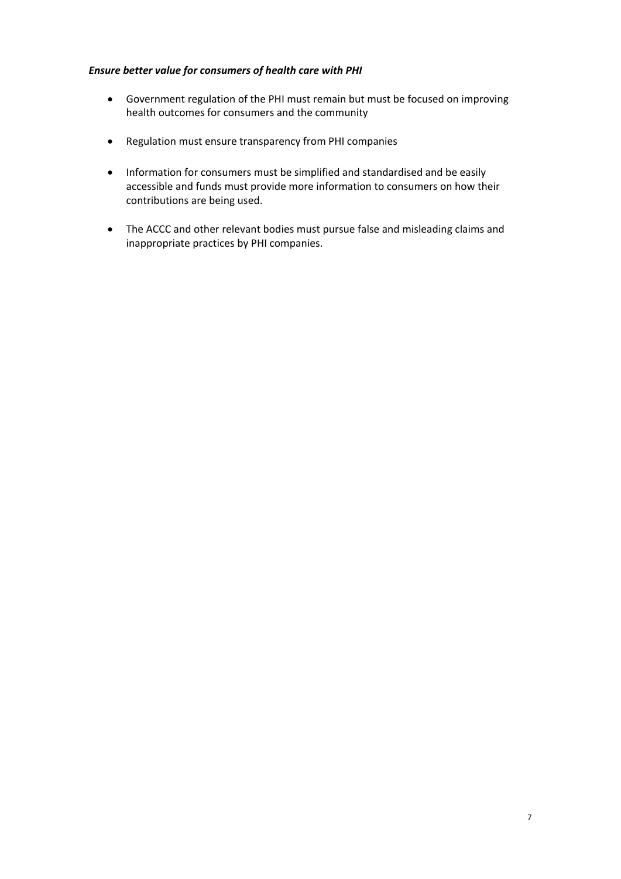***Ensure better value for consumers of health care with PHI***

- Government regulation of the PHI must remain but must be focused on improving health outcomes for consumers and the community
- Regulation must ensure transparency from PHI companies
- Information for consumers must be simplified and standardised and be easily accessible and funds must provide more information to consumers on how their contributions are being used.
- The ACCC and other relevant bodies must pursue false and misleading claims and inappropriate practices by PHI companies.